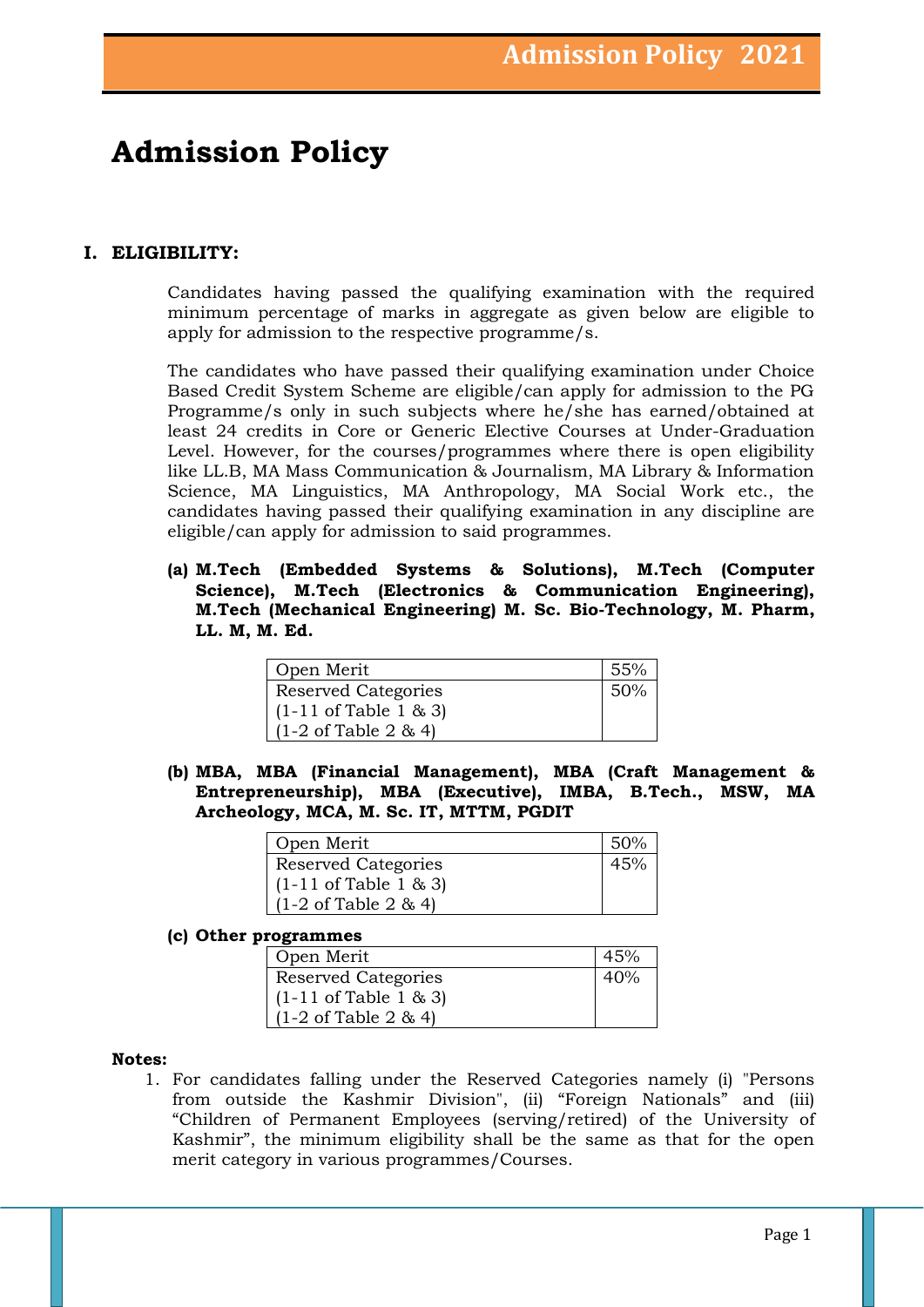# Admission Policy

## I. ELIGIBILITY:

Candidates having passed the qualifying examination with the required minimum percentage of marks in aggregate as given below are eligible to apply for admission to the respective programme/s.

The candidates who have passed their qualifying examination under Choice Based Credit System Scheme are eligible/can apply for admission to the PG Programme/s only in such subjects where he/she has earned/obtained at least 24 credits in Core or Generic Elective Courses at Under-Graduation Level. However, for the courses/programmes where there is open eligibility like LL.B, MA Mass Communication & Journalism, MA Library & Information Science, MA Linguistics, MA Anthropology, MA Social Work etc., the candidates having passed their qualifying examination in any discipline are eligible/can apply for admission to said programmes.

**(a) M.Tech (Embedded Systems & Solutions), M.Tech (Computer Science), M.Tech (Electronics & Communication Engineering), M.Tech (Mechanical Engineering) M. Sc. Bio-Technology, M. Pharm, LL. M, M. Ed.**

| Category | Minimum |
|---|---|
| Open Merit | 55% |
| Reserved Categories (1-11 of Table 1 & 3) (1-2 of Table 2 & 4) | 50% |

**(b) MBA, MBA (Financial Management), MBA (Craft Management & Entrepreneurship), MBA (Executive), IMBA, B.Tech., MSW, MA Archeology, MCA, M. Sc. IT, MTTM, PGDIT**

| Category | Minimum |
|---|---|
| Open Merit | 50% |
| Reserved Categories (1-11 of Table 1 & 3) (1-2 of Table 2 & 4) | 45% |

**(c) Other programmes**

| Category | Minimum |
|---|---|
| Open Merit | 45% |
| Reserved Categories (1-11 of Table 1 & 3) (1-2 of Table 2 & 4) | 40% |

**Notes:**

1. For candidates falling under the Reserved Categories namely (i) "Persons from outside the Kashmir Division", (ii) "Foreign Nationals" and (iii) "Children of Permanent Employees (serving/retired) of the University of Kashmir", the minimum eligibility shall be the same as that for the open merit category in various programmes/Courses.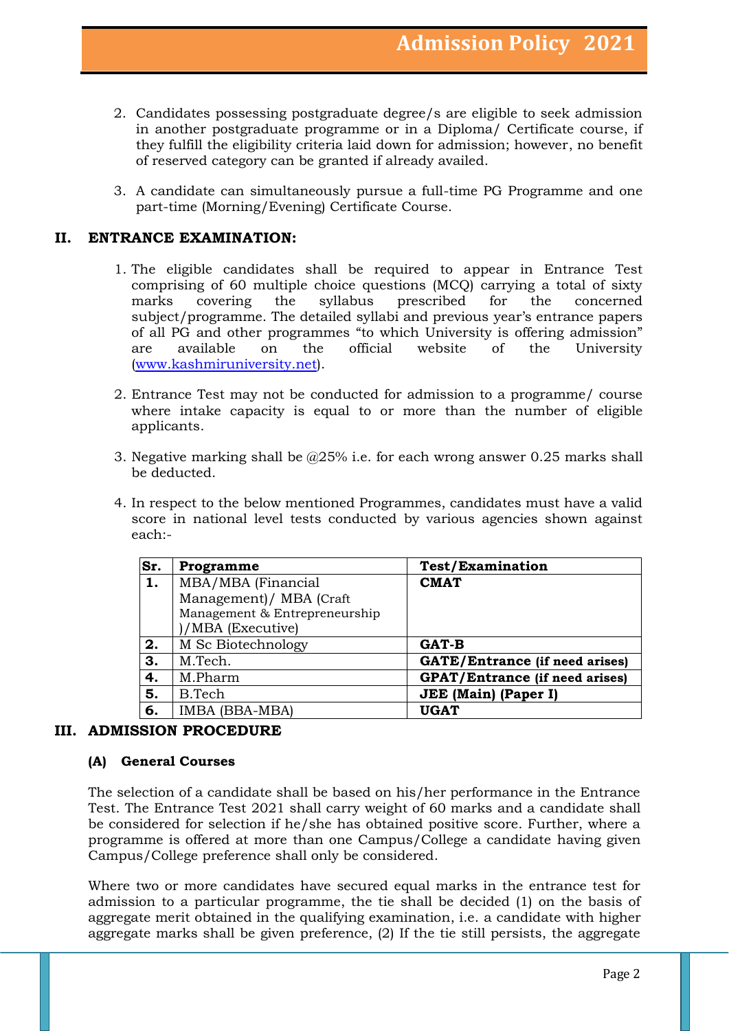2. Candidates possessing postgraduate degree/s are eligible to seek admission in another postgraduate programme or in a Diploma/ Certificate course, if they fulfill the eligibility criteria laid down for admission; however, no benefit of reserved category can be granted if already availed.

3. A candidate can simultaneously pursue a full-time PG Programme and one part-time (Morning/Evening) Certificate Course.

## II. ENTRANCE EXAMINATION:

1. The eligible candidates shall be required to appear in Entrance Test comprising of 60 multiple choice questions (MCQ) carrying a total of sixty marks covering the syllabus prescribed for the concerned subject/programme. The detailed syllabi and previous year's entrance papers of all PG and other programmes "to which University is offering admission" are available on the official website of the University ([www.kashmiruniversity.net](http://www.kashmiruniversity.net)).

2. Entrance Test may not be conducted for admission to a programme/ course where intake capacity is equal to or more than the number of eligible applicants.

3. Negative marking shall be @25% i.e. for each wrong answer 0.25 marks shall be deducted.

4. In respect to the below mentioned Programmes, candidates must have a valid score in national level tests conducted by various agencies shown against each:-

| Sr. | Programme | Test/Examination |
|---|---|---|
| **1.** | MBA/MBA (Financial Management)/ MBA (Craft Management & Entrepreneurship )/MBA (Executive) | **CMAT** |
| **2.** | M Sc Biotechnology | **GAT-B** |
| **3.** | M.Tech. | **GATE/Entrance (if need arises)** |
| **4.** | M.Pharm | **GPAT/Entrance (if need arises)** |
| **5.** | B.Tech | **JEE (Main) (Paper I)** |
| **6.** | IMBA (BBA-MBA) | **UGAT** |

## III. ADMISSION PROCEDURE

### (A) General Courses

The selection of a candidate shall be based on his/her performance in the Entrance Test. The Entrance Test 2021 shall carry weight of 60 marks and a candidate shall be considered for selection if he/she has obtained positive score. Further, where a programme is offered at more than one Campus/College a candidate having given Campus/College preference shall only be considered.

Where two or more candidates have secured equal marks in the entrance test for admission to a particular programme, the tie shall be decided (1) on the basis of aggregate merit obtained in the qualifying examination, i.e. a candidate with higher aggregate marks shall be given preference, (2) If the tie still persists, the aggregate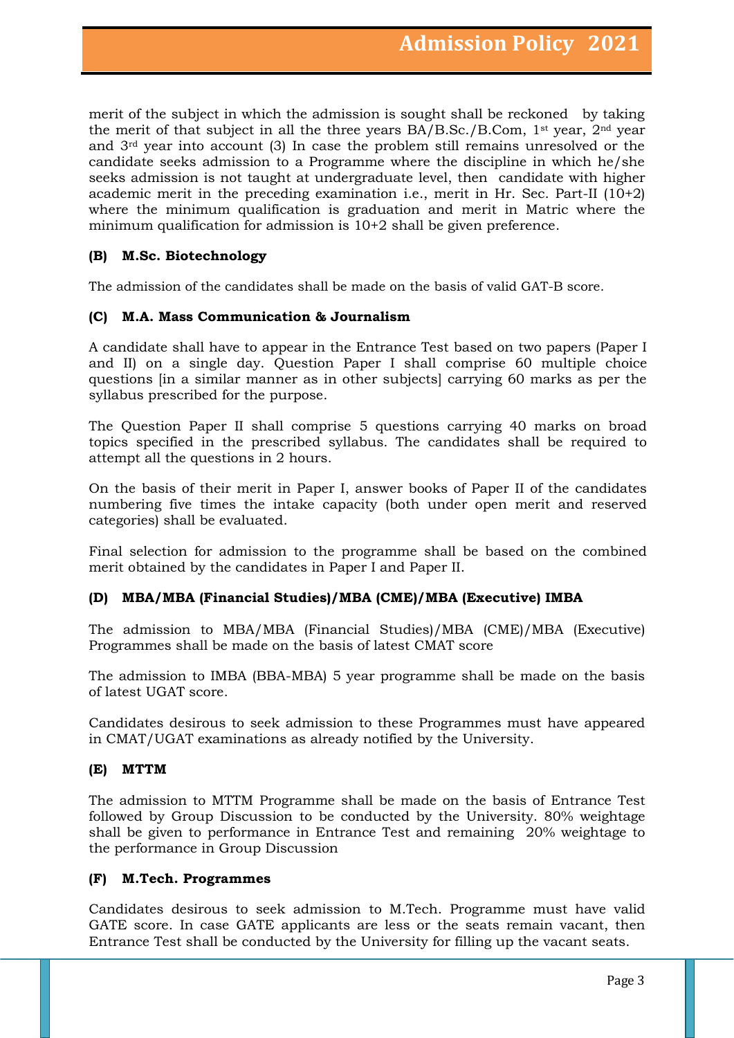merit of the subject in which the admission is sought shall be reckoned by taking the merit of that subject in all the three years BA/B.Sc./B.Com, 1st year, 2nd year and 3rd year into account (3) In case the problem still remains unresolved or the candidate seeks admission to a Programme where the discipline in which he/she seeks admission is not taught at undergraduate level, then candidate with higher academic merit in the preceding examination i.e., merit in Hr. Sec. Part-II (10+2) where the minimum qualification is graduation and merit in Matric where the minimum qualification for admission is 10+2 shall be given preference.

### (B) M.Sc. Biotechnology

The admission of the candidates shall be made on the basis of valid GAT-B score.

### (C) M.A. Mass Communication & Journalism

A candidate shall have to appear in the Entrance Test based on two papers (Paper I and II) on a single day. Question Paper I shall comprise 60 multiple choice questions [in a similar manner as in other subjects] carrying 60 marks as per the syllabus prescribed for the purpose.

The Question Paper II shall comprise 5 questions carrying 40 marks on broad topics specified in the prescribed syllabus. The candidates shall be required to attempt all the questions in 2 hours.

On the basis of their merit in Paper I, answer books of Paper II of the candidates numbering five times the intake capacity (both under open merit and reserved categories) shall be evaluated.

Final selection for admission to the programme shall be based on the combined merit obtained by the candidates in Paper I and Paper II.

### (D) MBA/MBA (Financial Studies)/MBA (CME)/MBA (Executive) IMBA

The admission to MBA/MBA (Financial Studies)/MBA (CME)/MBA (Executive) Programmes shall be made on the basis of latest CMAT score

The admission to IMBA (BBA-MBA) 5 year programme shall be made on the basis of latest UGAT score.

Candidates desirous to seek admission to these Programmes must have appeared in CMAT/UGAT examinations as already notified by the University.

### (E) MTTM

The admission to MTTM Programme shall be made on the basis of Entrance Test followed by Group Discussion to be conducted by the University. 80% weightage shall be given to performance in Entrance Test and remaining 20% weightage to the performance in Group Discussion

### (F) M.Tech. Programmes

Candidates desirous to seek admission to M.Tech. Programme must have valid GATE score. In case GATE applicants are less or the seats remain vacant, then Entrance Test shall be conducted by the University for filling up the vacant seats.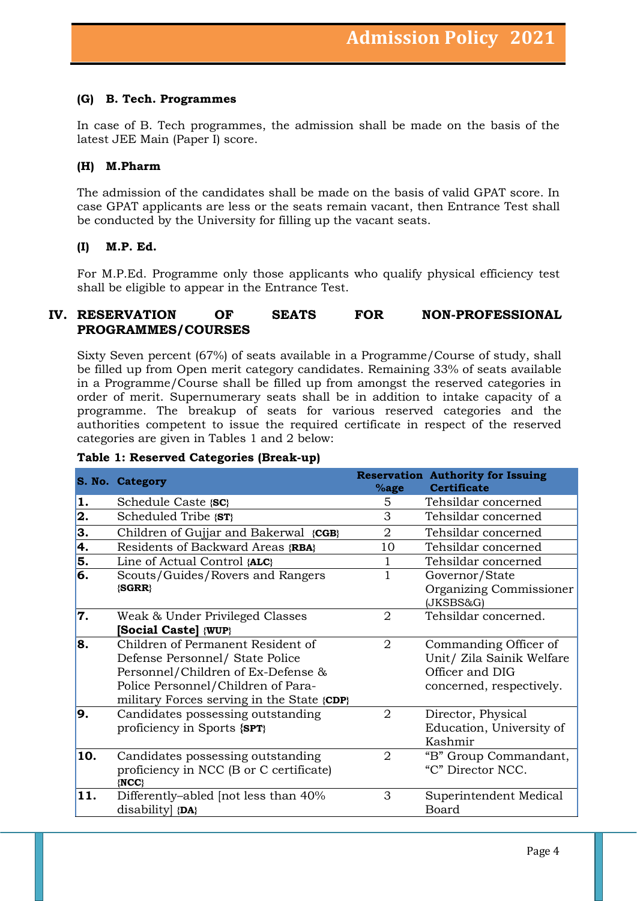### (G) B. Tech. Programmes

In case of B. Tech programmes, the admission shall be made on the basis of the latest JEE Main (Paper I) score.

### (H) M.Pharm

The admission of the candidates shall be made on the basis of valid GPAT score. In case GPAT applicants are less or the seats remain vacant, then Entrance Test shall be conducted by the University for filling up the vacant seats.

### (I) M.P. Ed.

For M.P.Ed. Programme only those applicants who qualify physical efficiency test shall be eligible to appear in the Entrance Test.

## IV. RESERVATION OF SEATS FOR NON-PROFESSIONAL PROGRAMMES/COURSES

Sixty Seven percent (67%) of seats available in a Programme/Course of study, shall be filled up from Open merit category candidates. Remaining 33% of seats available in a Programme/Course shall be filled up from amongst the reserved categories in order of merit. Supernumerary seats shall be in addition to intake capacity of a programme. The breakup of seats for various reserved categories and the authorities competent to issue the required certificate in respect of the reserved categories are given in Tables 1 and 2 below:

**Table 1: Reserved Categories (Break-up)**

| S. No. | Category | Reservation %age | Authority for Issuing Certificate |
|---|---|---|---|
| **1.** | Schedule Caste **{SC}** | 5 | Tehsildar concerned |
| **2.** | Scheduled Tribe **{ST}** | 3 | Tehsildar concerned |
| **3.** | Children of Gujjar and Bakerwal **{CGB}** | 2 | Tehsildar concerned |
| **4.** | Residents of Backward Areas **{RBA}** | 10 | Tehsildar concerned |
| **5.** | Line of Actual Control **{ALC}** | 1 | Tehsildar concerned |
| **6.** | Scouts/Guides/Rovers and Rangers **{SGRR}** | 1 | Governor/State Organizing Commissioner (JKSBS&G) |
| **7.** | Weak & Under Privileged Classes **[Social Caste] {WUP}** | 2 | Tehsildar concerned. |
| **8.** | Children of Permanent Resident of Defense Personnel/ State Police Personnel/Children of Ex-Defense & Police Personnel/Children of Para-military Forces serving in the State **{CDP}** | 2 | Commanding Officer of Unit/ Zila Sainik Welfare Officer and DIG concerned, respectively. |
| **9.** | Candidates possessing outstanding proficiency in Sports **{SPT}** | 2 | Director, Physical Education, University of Kashmir |
| **10.** | Candidates possessing outstanding proficiency in NCC (B or C certificate) **{NCC}** | 2 | "B" Group Commandant, "C" Director NCC. |
| **11.** | Differently–abled [not less than 40% disability] **{DA}** | 3 | Superintendent Medical Board |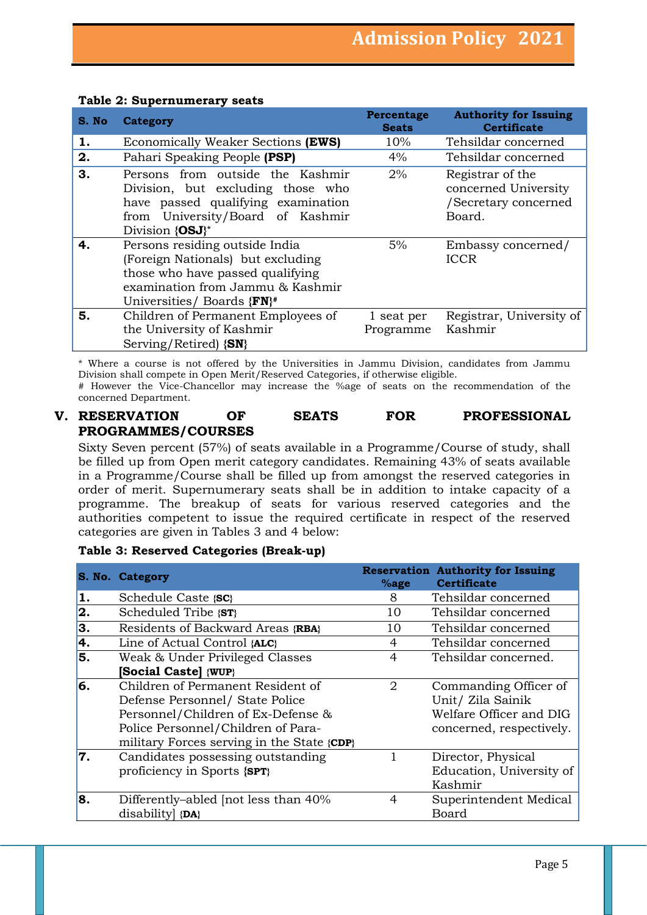**Table 2: Supernumerary seats**

| S. No | Category | Percentage Seats | Authority for Issuing Certificate |
|---|---|---|---|
| **1.** | Economically Weaker Sections **(EWS)** | 10% | Tehsildar concerned |
| **2.** | Pahari Speaking People **(PSP)** | 4% | Tehsildar concerned |
| **3.** | Persons from outside the Kashmir Division, but excluding those who have passed qualifying examination from University/Board of Kashmir Division **{OSJ}***  | 2% | Registrar of the concerned University /Secretary concerned Board. |
| **4.** | Persons residing outside India (Foreign Nationals) but excluding those who have passed qualifying examination from Jammu & Kashmir Universities/ Boards **{FN}#** | 5% | Embassy concerned/ ICCR |
| **5.** | Children of Permanent Employees of the University of Kashmir Serving/Retired) **{SN}** | 1 seat per Programme | Registrar, University of Kashmir |

* Where a course is not offered by the Universities in Jammu Division, candidates from Jammu Division shall compete in Open Merit/Reserved Categories, if otherwise eligible.
# However the Vice-Chancellor may increase the %age of seats on the recommendation of the concerned Department.

## V. RESERVATION OF SEATS FOR PROFESSIONAL PROGRAMMES/COURSES

Sixty Seven percent (57%) of seats available in a Programme/Course of study, shall be filled up from Open merit category candidates. Remaining 43% of seats available in a Programme/Course shall be filled up from amongst the reserved categories in order of merit. Supernumerary seats shall be in addition to intake capacity of a programme. The breakup of seats for various reserved categories and the authorities competent to issue the required certificate in respect of the reserved categories are given in Tables 3 and 4 below:

**Table 3: Reserved Categories (Break-up)**

| S. No. | Category | Reservation %age | Authority for Issuing Certificate |
|---|---|---|---|
| **1.** | Schedule Caste **{SC}** | 8 | Tehsildar concerned |
| **2.** | Scheduled Tribe **{ST}** | 10 | Tehsildar concerned |
| **3.** | Residents of Backward Areas **{RBA}** | 10 | Tehsildar concerned |
| **4.** | Line of Actual Control **{ALC}** | 4 | Tehsildar concerned |
| **5.** | Weak & Under Privileged Classes **[Social Caste]** **{WUP}** | 4 | Tehsildar concerned. |
| **6.** | Children of Permanent Resident of Defense Personnel/ State Police Personnel/Children of Ex-Defense & Police Personnel/Children of Para-military Forces serving in the State **{CDP}** | 2 | Commanding Officer of Unit/ Zila Sainik Welfare Officer and DIG concerned, respectively. |
| **7.** | Candidates possessing outstanding proficiency in Sports **{SPT}** | 1 | Director, Physical Education, University of Kashmir |
| **8.** | Differently–abled [not less than 40% disability] **{DA}** | 4 | Superintendent Medical Board |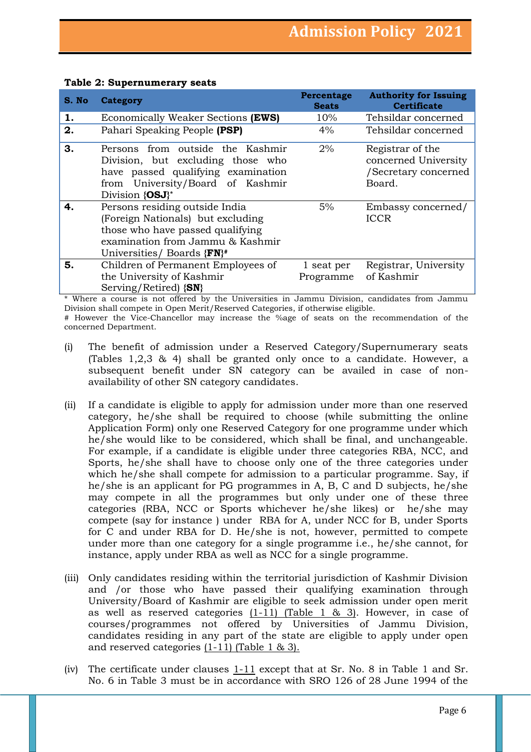**Table 2: Supernumerary seats**

| S. No | Category | Percentage Seats | Authority for Issuing Certificate |
|---|---|---|---|
| **1.** | Economically Weaker Sections **(EWS)** | 10% | Tehsildar concerned |
| **2.** | Pahari Speaking People **(PSP)** | 4% | Tehsildar concerned |
| **3.** | Persons from outside the Kashmir Division, but excluding those who have passed qualifying examination from University/Board of Kashmir Division **{OSJ}*** | 2% | Registrar of the concerned University /Secretary concerned Board. |
| **4.** | Persons residing outside India (Foreign Nationals) but excluding those who have passed qualifying examination from Jammu & Kashmir Universities/ Boards **{FN}#** | 5% | Embassy concerned/ ICCR |
| **5.** | Children of Permanent Employees of the University of Kashmir Serving/Retired) **{SN}** | 1 seat per Programme | Registrar, University of Kashmir |

* Where a course is not offered by the Universities in Jammu Division, candidates from Jammu Division shall compete in Open Merit/Reserved Categories, if otherwise eligible.

# However the Vice-Chancellor may increase the %age of seats on the recommendation of the concerned Department.

(i) The benefit of admission under a Reserved Category/Supernumerary seats (Tables 1,2,3 & 4) shall be granted only once to a candidate. However, a subsequent benefit under SN category can be availed in case of non-availability of other SN category candidates.

(ii) If a candidate is eligible to apply for admission under more than one reserved category, he/she shall be required to choose (while submitting the online Application Form) only one Reserved Category for one programme under which he/she would like to be considered, which shall be final, and unchangeable. For example, if a candidate is eligible under three categories RBA, NCC, and Sports, he/she shall have to choose only one of the three categories under which he/she shall compete for admission to a particular programme. Say, if he/she is an applicant for PG programmes in A, B, C and D subjects, he/she may compete in all the programmes but only under one of these three categories (RBA, NCC or Sports whichever he/she likes) or he/she may compete (say for instance ) under RBA for A, under NCC for B, under Sports for C and under RBA for D. He/she is not, however, permitted to compete under more than one category for a single programme i.e., he/she cannot, for instance, apply under RBA as well as NCC for a single programme.

(iii) Only candidates residing within the territorial jurisdiction of Kashmir Division and /or those who have passed their qualifying examination through University/Board of Kashmir are eligible to seek admission under open merit as well as reserved categories (1-11) (Table 1 & 3). However, in case of courses/programmes not offered by Universities of Jammu Division, candidates residing in any part of the state are eligible to apply under open and reserved categories (1-11) (Table 1 & 3).

(iv) The certificate under clauses 1-11 except that at Sr. No. 8 in Table 1 and Sr. No. 6 in Table 3 must be in accordance with SRO 126 of 28 June 1994 of the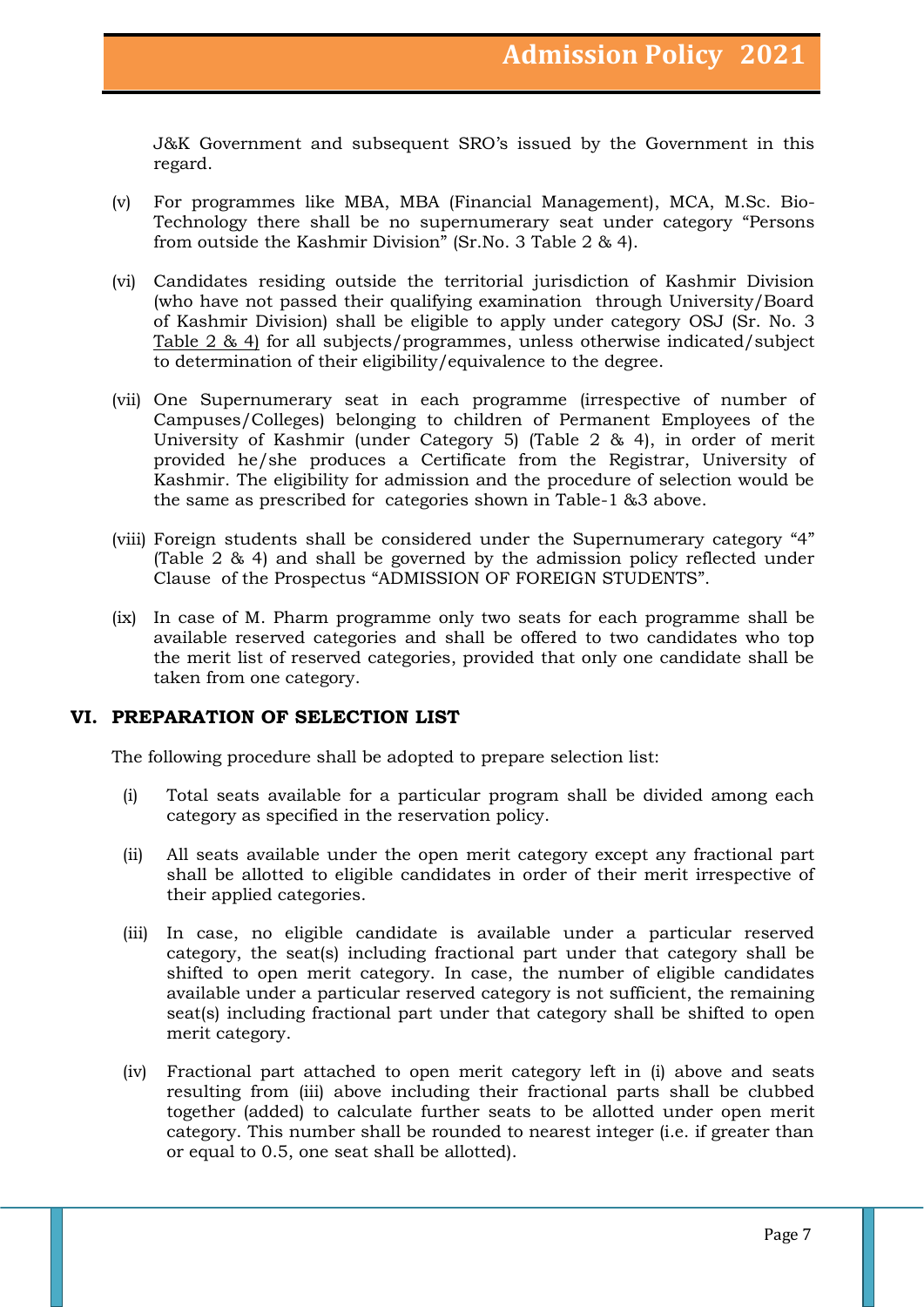J&K Government and subsequent SRO's issued by the Government in this regard.

(v) For programmes like MBA, MBA (Financial Management), MCA, M.Sc. Bio-Technology there shall be no supernumerary seat under category "Persons from outside the Kashmir Division" (Sr.No. 3 Table 2 & 4).

(vi) Candidates residing outside the territorial jurisdiction of Kashmir Division (who have not passed their qualifying examination through University/Board of Kashmir Division) shall be eligible to apply under category OSJ (Sr. No. 3 Table 2 & 4) for all subjects/programmes, unless otherwise indicated/subject to determination of their eligibility/equivalence to the degree.

(vii) One Supernumerary seat in each programme (irrespective of number of Campuses/Colleges) belonging to children of Permanent Employees of the University of Kashmir (under Category 5) (Table 2 & 4), in order of merit provided he/she produces a Certificate from the Registrar, University of Kashmir. The eligibility for admission and the procedure of selection would be the same as prescribed for categories shown in Table-1 &3 above.

(viii) Foreign students shall be considered under the Supernumerary category "4" (Table 2 & 4) and shall be governed by the admission policy reflected under Clause of the Prospectus "ADMISSION OF FOREIGN STUDENTS".

(ix) In case of M. Pharm programme only two seats for each programme shall be available reserved categories and shall be offered to two candidates who top the merit list of reserved categories, provided that only one candidate shall be taken from one category.

## VI. PREPARATION OF SELECTION LIST

The following procedure shall be adopted to prepare selection list:

(i) Total seats available for a particular program shall be divided among each category as specified in the reservation policy.

(ii) All seats available under the open merit category except any fractional part shall be allotted to eligible candidates in order of their merit irrespective of their applied categories.

(iii) In case, no eligible candidate is available under a particular reserved category, the seat(s) including fractional part under that category shall be shifted to open merit category. In case, the number of eligible candidates available under a particular reserved category is not sufficient, the remaining seat(s) including fractional part under that category shall be shifted to open merit category.

(iv) Fractional part attached to open merit category left in (i) above and seats resulting from (iii) above including their fractional parts shall be clubbed together (added) to calculate further seats to be allotted under open merit category. This number shall be rounded to nearest integer (i.e. if greater than or equal to 0.5, one seat shall be allotted).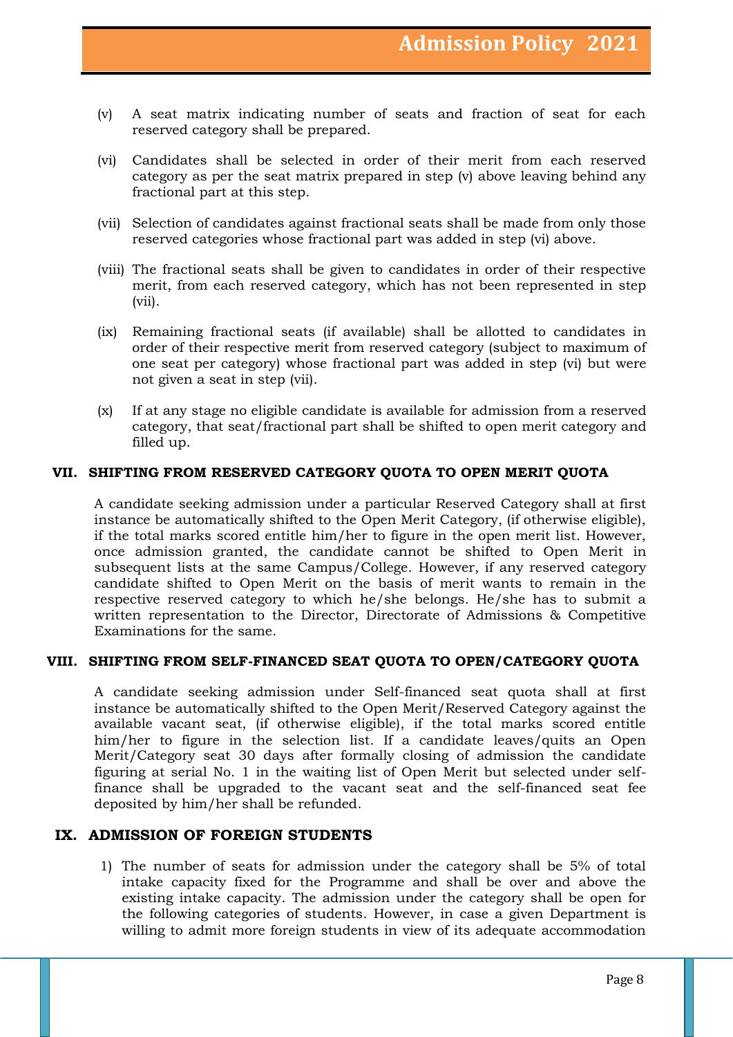(v) A seat matrix indicating number of seats and fraction of seat for each reserved category shall be prepared.

(vi) Candidates shall be selected in order of their merit from each reserved category as per the seat matrix prepared in step (v) above leaving behind any fractional part at this step.

(vii) Selection of candidates against fractional seats shall be made from only those reserved categories whose fractional part was added in step (vi) above.

(viii) The fractional seats shall be given to candidates in order of their respective merit, from each reserved category, which has not been represented in step (vii).

(ix) Remaining fractional seats (if available) shall be allotted to candidates in order of their respective merit from reserved category (subject to maximum of one seat per category) whose fractional part was added in step (vi) but were not given a seat in step (vii).

(x) If at any stage no eligible candidate is available for admission from a reserved category, that seat/fractional part shall be shifted to open merit category and filled up.

## VII. SHIFTING FROM RESERVED CATEGORY QUOTA TO OPEN MERIT QUOTA

A candidate seeking admission under a particular Reserved Category shall at first instance be automatically shifted to the Open Merit Category, (if otherwise eligible), if the total marks scored entitle him/her to figure in the open merit list. However, once admission granted, the candidate cannot be shifted to Open Merit in subsequent lists at the same Campus/College. However, if any reserved category candidate shifted to Open Merit on the basis of merit wants to remain in the respective reserved category to which he/she belongs. He/she has to submit a written representation to the Director, Directorate of Admissions & Competitive Examinations for the same.

## VIII. SHIFTING FROM SELF-FINANCED SEAT QUOTA TO OPEN/CATEGORY QUOTA

A candidate seeking admission under Self-financed seat quota shall at first instance be automatically shifted to the Open Merit/Reserved Category against the available vacant seat, (if otherwise eligible), if the total marks scored entitle him/her to figure in the selection list. If a candidate leaves/quits an Open Merit/Category seat 30 days after formally closing of admission the candidate figuring at serial No. 1 in the waiting list of Open Merit but selected under self-finance shall be upgraded to the vacant seat and the self-financed seat fee deposited by him/her shall be refunded.

## IX. ADMISSION OF FOREIGN STUDENTS

1) The number of seats for admission under the category shall be 5% of total intake capacity fixed for the Programme and shall be over and above the existing intake capacity. The admission under the category shall be open for the following categories of students. However, in case a given Department is willing to admit more foreign students in view of its adequate accommodation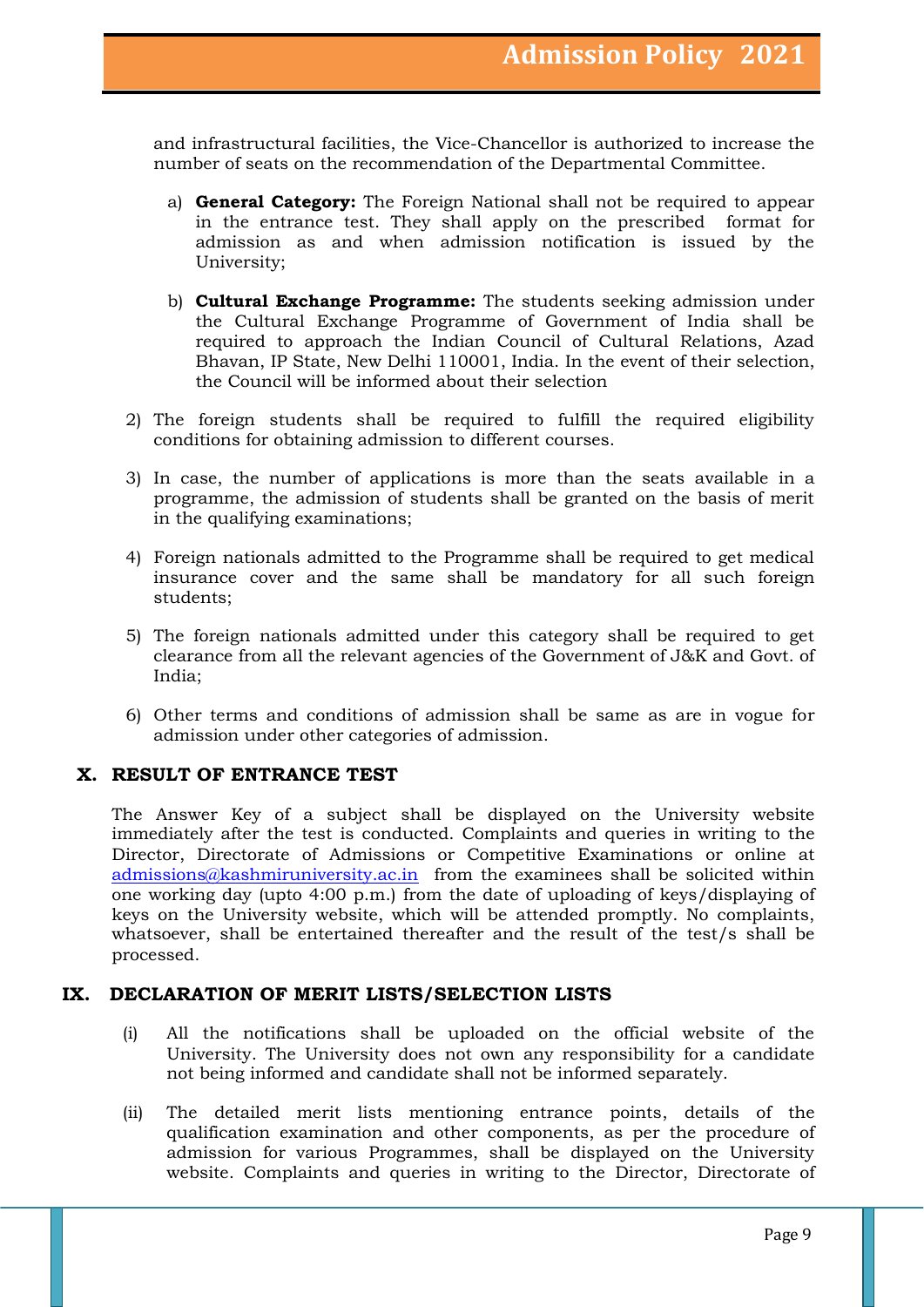and infrastructural facilities, the Vice-Chancellor is authorized to increase the number of seats on the recommendation of the Departmental Committee.

a) **General Category:** The Foreign National shall not be required to appear in the entrance test. They shall apply on the prescribed format for admission as and when admission notification is issued by the University;

b) **Cultural Exchange Programme:** The students seeking admission under the Cultural Exchange Programme of Government of India shall be required to approach the Indian Council of Cultural Relations, Azad Bhavan, IP State, New Delhi 110001, India. In the event of their selection, the Council will be informed about their selection

2) The foreign students shall be required to fulfill the required eligibility conditions for obtaining admission to different courses.

3) In case, the number of applications is more than the seats available in a programme, the admission of students shall be granted on the basis of merit in the qualifying examinations;

4) Foreign nationals admitted to the Programme shall be required to get medical insurance cover and the same shall be mandatory for all such foreign students;

5) The foreign nationals admitted under this category shall be required to get clearance from all the relevant agencies of the Government of J&K and Govt. of India;

6) Other terms and conditions of admission shall be same as are in vogue for admission under other categories of admission.

## X. RESULT OF ENTRANCE TEST

The Answer Key of a subject shall be displayed on the University website immediately after the test is conducted. Complaints and queries in writing to the Director, Directorate of Admissions or Competitive Examinations or online at admissions@kashmiruniversity.ac.in from the examinees shall be solicited within one working day (upto 4:00 p.m.) from the date of uploading of keys/displaying of keys on the University website, which will be attended promptly. No complaints, whatsoever, shall be entertained thereafter and the result of the test/s shall be processed.

## IX. DECLARATION OF MERIT LISTS/SELECTION LISTS

(i) All the notifications shall be uploaded on the official website of the University. The University does not own any responsibility for a candidate not being informed and candidate shall not be informed separately.

(ii) The detailed merit lists mentioning entrance points, details of the qualification examination and other components, as per the procedure of admission for various Programmes, shall be displayed on the University website. Complaints and queries in writing to the Director, Directorate of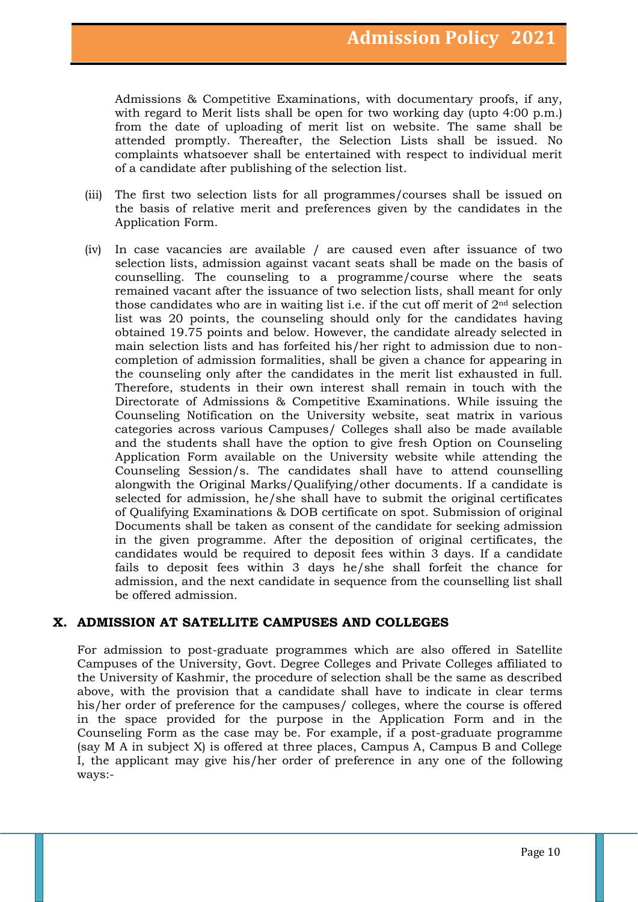Admissions & Competitive Examinations, with documentary proofs, if any, with regard to Merit lists shall be open for two working day (upto 4:00 p.m.) from the date of uploading of merit list on website. The same shall be attended promptly. Thereafter, the Selection Lists shall be issued. No complaints whatsoever shall be entertained with respect to individual merit of a candidate after publishing of the selection list.

(iii) The first two selection lists for all programmes/courses shall be issued on the basis of relative merit and preferences given by the candidates in the Application Form.

(iv) In case vacancies are available / are caused even after issuance of two selection lists, admission against vacant seats shall be made on the basis of counselling. The counseling to a programme/course where the seats remained vacant after the issuance of two selection lists, shall meant for only those candidates who are in waiting list i.e. if the cut off merit of 2nd selection list was 20 points, the counseling should only for the candidates having obtained 19.75 points and below. However, the candidate already selected in main selection lists and has forfeited his/her right to admission due to non-completion of admission formalities, shall be given a chance for appearing in the counseling only after the candidates in the merit list exhausted in full. Therefore, students in their own interest shall remain in touch with the Directorate of Admissions & Competitive Examinations. While issuing the Counseling Notification on the University website, seat matrix in various categories across various Campuses/ Colleges shall also be made available and the students shall have the option to give fresh Option on Counseling Application Form available on the University website while attending the Counseling Session/s. The candidates shall have to attend counselling alongwith the Original Marks/Qualifying/other documents. If a candidate is selected for admission, he/she shall have to submit the original certificates of Qualifying Examinations & DOB certificate on spot. Submission of original Documents shall be taken as consent of the candidate for seeking admission in the given programme. After the deposition of original certificates, the candidates would be required to deposit fees within 3 days. If a candidate fails to deposit fees within 3 days he/she shall forfeit the chance for admission, and the next candidate in sequence from the counselling list shall be offered admission.

## X. ADMISSION AT SATELLITE CAMPUSES AND COLLEGES

For admission to post-graduate programmes which are also offered in Satellite Campuses of the University, Govt. Degree Colleges and Private Colleges affiliated to the University of Kashmir, the procedure of selection shall be the same as described above, with the provision that a candidate shall have to indicate in clear terms his/her order of preference for the campuses/ colleges, where the course is offered in the space provided for the purpose in the Application Form and in the Counseling Form as the case may be. For example, if a post-graduate programme (say M A in subject X) is offered at three places, Campus A, Campus B and College I, the applicant may give his/her order of preference in any one of the following ways:-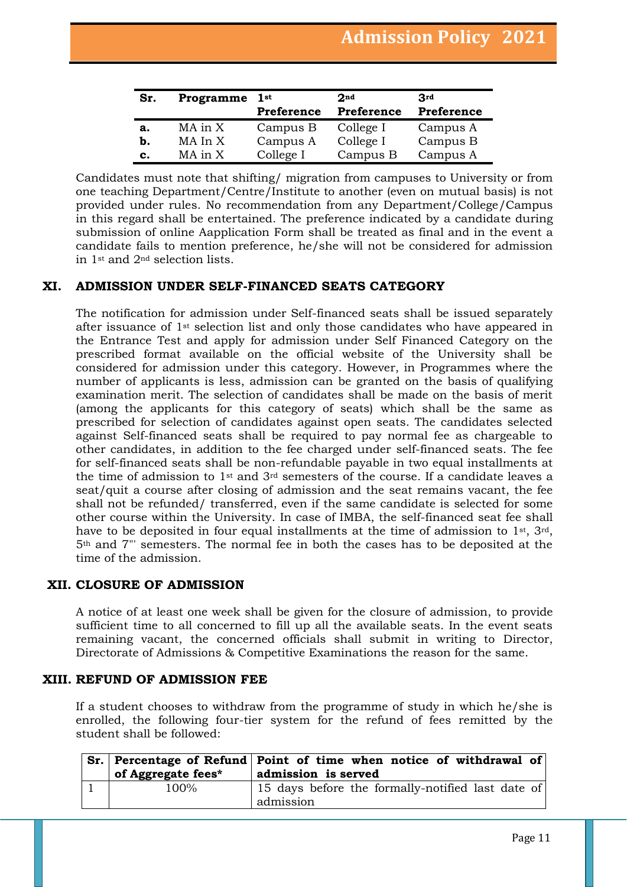| Sr. | Programme | 1st Preference | 2nd Preference | 3rd Preference |
|---|---|---|---|---|
| **a.** | MA in X | Campus B | College I | Campus A |
| **b.** | MA In X | Campus A | College I | Campus B |
| **c.** | MA in X | College I | Campus B | Campus A |

Candidates must note that shifting/ migration from campuses to University or from one teaching Department/Centre/Institute to another (even on mutual basis) is not provided under rules. No recommendation from any Department/College/Campus in this regard shall be entertained. The preference indicated by a candidate during submission of online Aapplication Form shall be treated as final and in the event a candidate fails to mention preference, he/she will not be considered for admission in 1st and 2nd selection lists.

## XI. ADMISSION UNDER SELF-FINANCED SEATS CATEGORY

The notification for admission under Self-financed seats shall be issued separately after issuance of 1st selection list and only those candidates who have appeared in the Entrance Test and apply for admission under Self Financed Category on the prescribed format available on the official website of the University shall be considered for admission under this category. However, in Programmes where the number of applicants is less, admission can be granted on the basis of qualifying examination merit. The selection of candidates shall be made on the basis of merit (among the applicants for this category of seats) which shall be the same as prescribed for selection of candidates against open seats. The candidates selected against Self-financed seats shall be required to pay normal fee as chargeable to other candidates, in addition to the fee charged under self-financed seats. The fee for self-financed seats shall be non-refundable payable in two equal installments at the time of admission to 1st and 3rd semesters of the course. If a candidate leaves a seat/quit a course after closing of admission and the seat remains vacant, the fee shall not be refunded/ transferred, even if the same candidate is selected for some other course within the University. In case of IMBA, the self-financed seat fee shall have to be deposited in four equal installments at the time of admission to 1st, 3rd, 5th and 7''' semesters. The normal fee in both the cases has to be deposited at the time of the admission.

## XII. CLOSURE OF ADMISSION

A notice of at least one week shall be given for the closure of admission, to provide sufficient time to all concerned to fill up all the available seats. In the event seats remaining vacant, the concerned officials shall submit in writing to Director, Directorate of Admissions & Competitive Examinations the reason for the same.

## XIII. REFUND OF ADMISSION FEE

If a student chooses to withdraw from the programme of study in which he/she is enrolled, the following four-tier system for the refund of fees remitted by the student shall be followed:

| Sr. | Percentage of Refund of Aggregate fees* | Point of time when notice of withdrawal of admission is served |
|---|---|---|
| 1 | 100% | 15 days before the formally-notified last date of admission |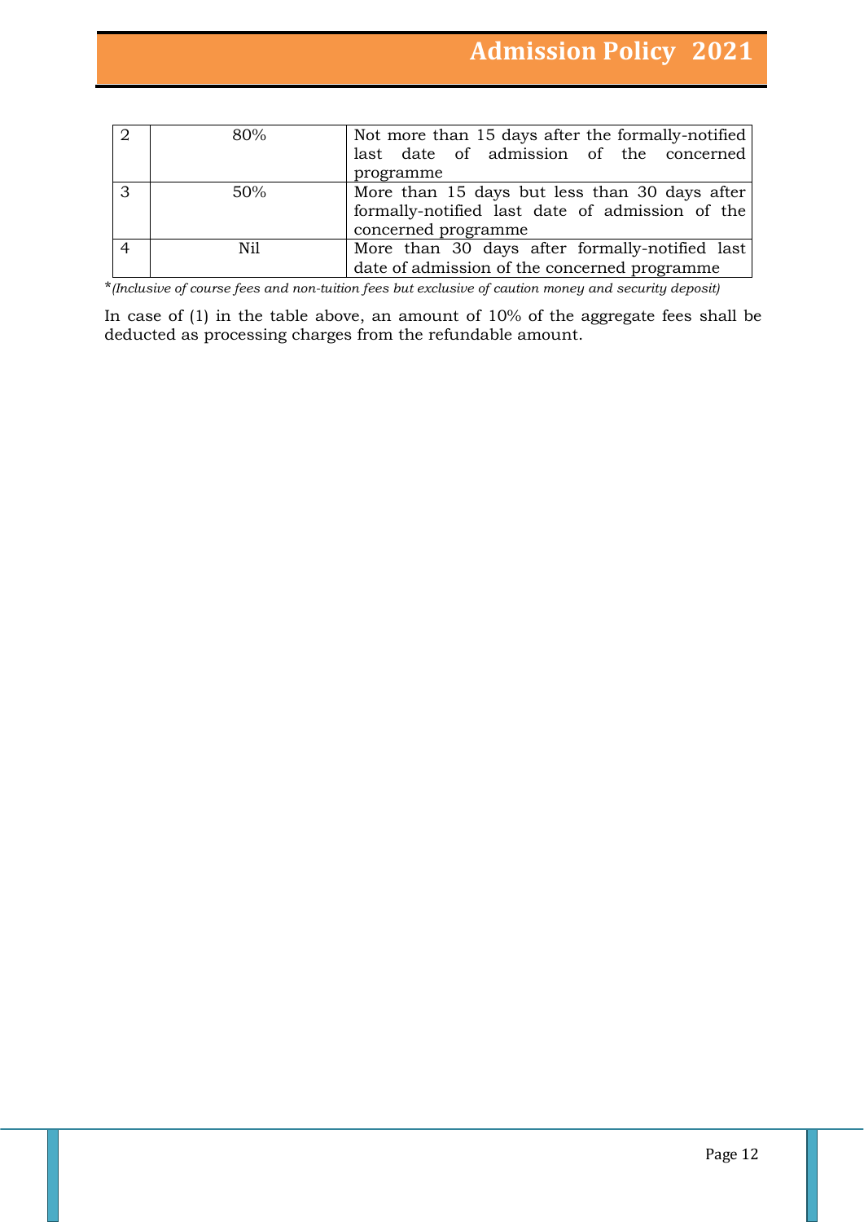| | | |
|---|---|---|
| 2 | 80% | Not more than 15 days after the formally-notified last date of admission of the concerned programme |
| 3 | 50% | More than 15 days but less than 30 days after formally-notified last date of admission of the concerned programme |
| 4 | Nil | More than 30 days after formally-notified last date of admission of the concerned programme |

**(Inclusive of course fees and non-tuition fees but exclusive of caution money and security deposit)*

In case of (1) in the table above, an amount of 10% of the aggregate fees shall be deducted as processing charges from the refundable amount.